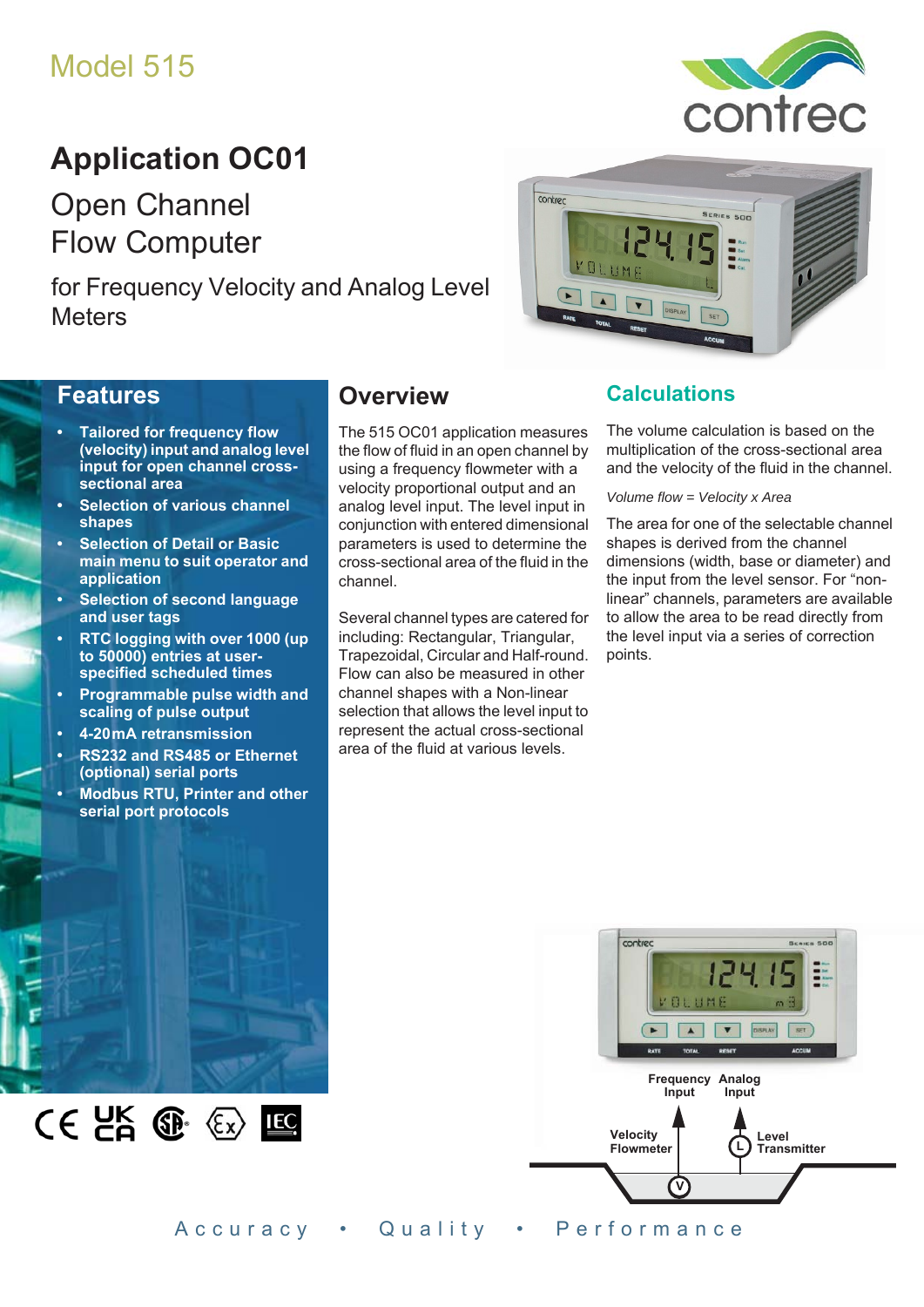Model 515

# Application OC01

## Open Channel Flow Computer

for Frequency Velocity and Analog Level Meters

## Features

- Tailored for frequency flow (velocity) input and analog level input for open channel cross-sectional area
- Selection of various channel shapes
- Selection of Detail or Basic main menu to suit operator and application
- Selection of second language and user tags
- RTC logging with over 1000 (up to 50000) entries at user-specified times
- Programmable pulse width and scaling of pulse output
- 4-20mA retransmission
- RS232 and RS485 or Ethernet (optional) serial ports
- Modbus RTU, Printer and other serial port protocols

## Overview

The 515 OC01 application measures the flow of fluid in an open channel by using a frequency flowmeter with a velocity proportional output and an analog level input. The level input in conjunction with entered dimensional parameters is used to determine the cross-sectional area of the fluid in the channel.

Several channel types are catered for including: Rectangular, Triangular, Trapezoidal, Circular and Half-round. Flow can also be measured in other channel shapes with a Non-linear selection that allows the level input to represent the actual cross-sectional area of the fluid at various levels.

## Calculations

The volume calculation is based on the multiplication of the cross-sectional area and the velocity of the fluid in the channel.

*Volume flow = Velocity x Area*

The area for one of the selectable channel shapes is derived from the channel dimensions (width, base or diameter) and the input from the level sensor. For "non-linear" channels, parameters are available to allow the area to be read directly from the level input via a series of correction points.

Frequency Input · Analog Input · Velocity Flowmeter · Level Transmitter

Accuracy • Quality • Performance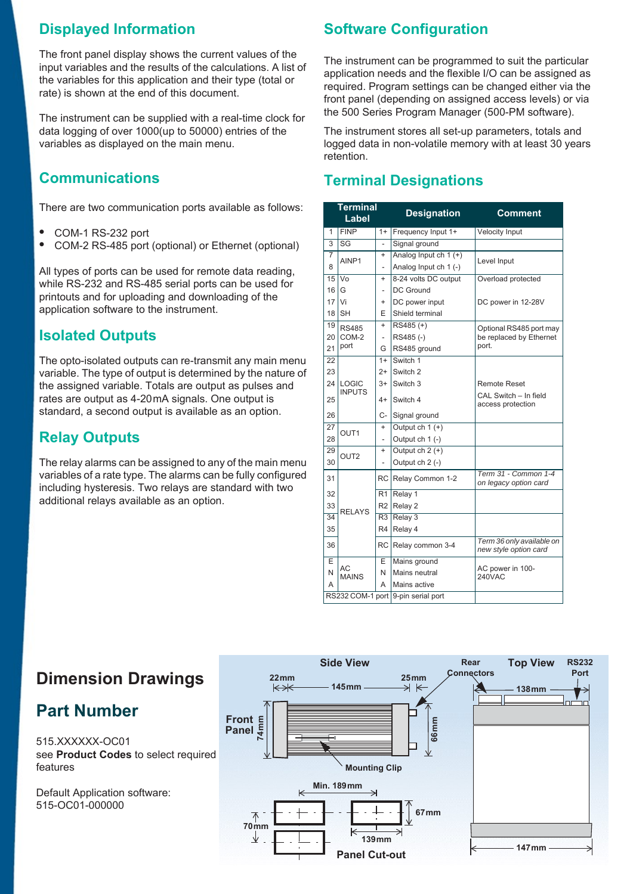## Displayed Information

The front panel display shows the current values of the input variables and the results of the calculations. A list of the variables for this application and their type (total or rate) is shown at the end of this document.

The instrument can be supplied with a real-time clock for data logging of over 1000(up to 50000) entries of the variables as displayed on the main menu.

## Communications

There are two communication ports available as follows:

- COM-1 RS-232 port
- COM-2 RS-485 port (optional) or Ethernet (optional)

All types of ports can be used for remote data reading, while RS-232 and RS-485 serial ports can be used for printouts and for uploading and downloading of the application software to the instrument.

## Isolated Outputs

The opto-isolated outputs can re-transmit any main menu variable. The type of output is determined by the nature of the assigned variable. Totals are output as pulses and rates are output as 4-20mA signals. One output is standard, a second output is available as an option.

## Relay Outputs

The relay alarms can be assigned to any of the main menu variables of a rate type. The alarms can be fully configured including hysteresis. Two relays are standard with two additional relays available as an option.

## Software Configuration

The instrument can be programmed to suit the particular application needs and the flexible I/O can be assigned as required. Program settings can be changed either via the front panel (depending on assigned access levels) or via the 500 Series Program Manager (500-PM software).

The instrument stores all set-up parameters, totals and logged data in non-volatile memory with at least 30 years retention.

## Terminal Designations

| Terminal | Label | | Designation | Comment |
|---|---|---|---|---|
| 1 | FINP | 1+ | Frequency Input 1+ | Velocity Input |
| 3 | SG | - | Signal ground | |
| 7 | AINP1 | + | Analog Input ch 1 (+) | Level Input |
| 8 | | - | Analog Input ch 1 (-) | |
| 15 | Vo | + | 8-24 volts DC output | Overload protected |
| 16 | G | - | DC Ground | |
| 17 | Vi | + | DC power input | DC power in 12-28V |
| 18 | SH | E | Shield terminal | |
| 19 | RS485 COM-2 port | + | RS485 (+) | Optional RS485 port may be replaced by Ethernet port. |
| 20 | | - | RS485 (-) | |
| 21 | | G | RS485 ground | |
| 22 | LOGIC INPUTS | 1+ | Switch 1 | |
| 23 | | 2+ | Switch 2 | |
| 24 | | 3+ | Switch 3 | Remote Reset |
| 25 | | 4+ | Switch 4 | CAL Switch – In field access protection |
| 26 | | C- | Signal ground | |
| 27 | OUT1 | + | Output ch 1 (+) | |
| 28 | | - | Output ch 1 (-) | |
| 29 | OUT2 | + | Output ch 2 (+) | |
| 30 | | - | Output ch 2 (-) | |
| 31 | RELAYS | RC | Relay Common 1-2 | *Term 31 - Common 1-4 on legacy option card* |
| 32 | | R1 | Relay 1 | |
| 33 | | R2 | Relay 2 | |
| 34 | | R3 | Relay 3 | |
| 35 | | R4 | Relay 4 | |
| 36 | | RC | Relay common 3-4 | *Term 36 only available on new style option card* |
| E | AC MAINS | E | Mains ground | AC power in 100-240VAC |
| N | | N | Mains neutral | |
| A | | A | Mains active | |
| RS232 COM-1 port | | | 9-pin serial port | |

## Dimension Drawings

Side View: Front Panel, 22mm, 145mm, 25mm, 74mm, 66mm, Rear Connectors, Mounting Clip

Top View: 138mm, RS232 Port, 147mm

Panel Cut-out: Min. 189mm, 67mm, 70mm, 139mm

## Part Number

515.XXXXXX-OC01
see **Product Codes** to select required features

Default Application software:
515-OC01-000000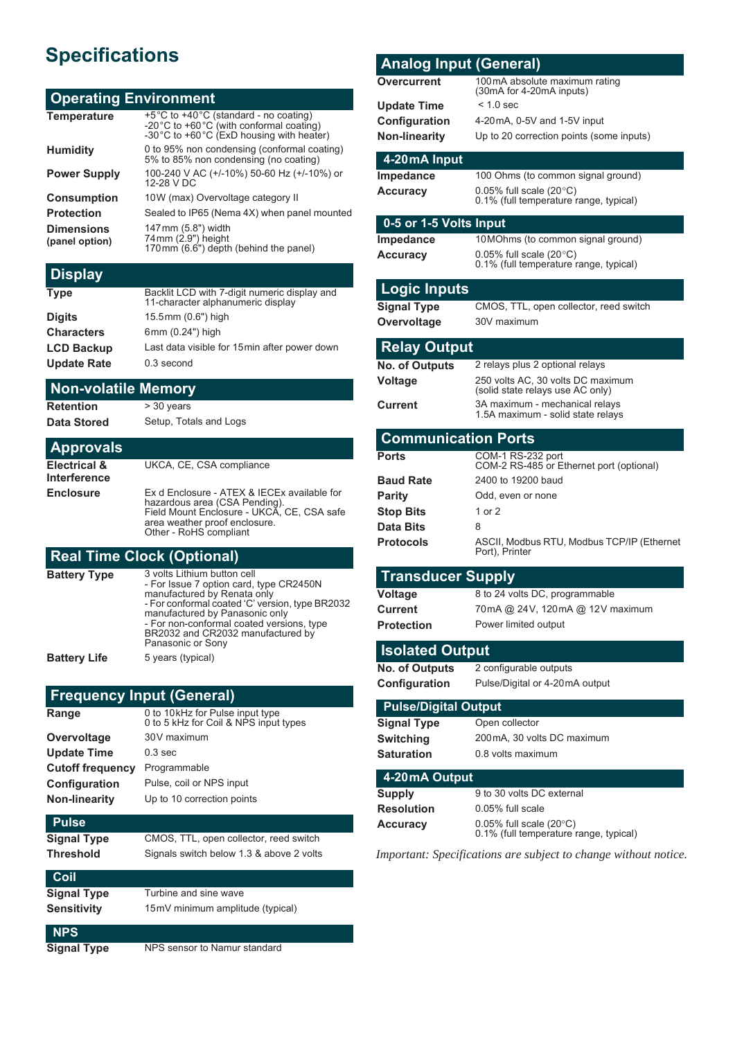# Specifications

## Operating Environment

| | |
|---|---|
| **Temperature** | +5°C to +40°C (standard - no coating)<br>-20°C to +60°C (with conformal coating)<br>-30°C to +60°C (ExD housing with heater) |
| **Humidity** | 0 to 95% non condensing (conformal coating)<br>5% to 85% non condensing (no coating) |
| **Power Supply** | 100-240 V AC (+/-10%) 50-60 Hz (+/-10%) or 12-28 V DC |
| **Consumption** | 10W (max) Overvoltage category II |
| **Protection** | Sealed to IP65 (Nema 4X) when panel mounted |
| **Dimensions (panel option)** | 147mm (5.8") width<br>74mm (2.9") height<br>170mm (6.6") depth (behind the panel) |

## Display

| | |
|---|---|
| **Type** | Backlit LCD with 7-digit numeric display and 11-character alphanumeric display |
| **Digits** | 15.5mm (0.6") high |
| **Characters** | 6mm (0.24") high |
| **LCD Backup** | Last data visible for 15min after power down |
| **Update Rate** | 0.3 second |

## Non-volatile Memory

| | |
|---|---|
| **Retention** | > 30 years |
| **Data Stored** | Setup, Totals and Logs |

## Approvals

| | |
|---|---|
| **Electrical & Interference** | UKCA, CE, CSA compliance |
| **Enclosure** | Ex d Enclosure - ATEX & IECEx available for hazardous area (CSA Pending).<br>Field Mount Enclosure - UKCA, CE, CSA safe area weather proof enclosure.<br>Other - RoHS compliant |

## Real Time Clock (Optional)

| | |
|---|---|
| **Battery Type** | 3 volts Lithium button cell<br>- For Issue 7 option card, type CR2450N manufactured by Renata only<br>- For conformal coated 'C' version, type BR2032 manufactured by Panasonic only<br>- For non-conformal coated versions, type BR2032 and CR2032 manufactured by Panasonic or Sony |
| **Battery Life** | 5 years (typical) |

## Frequency Input (General)

| | |
|---|---|
| **Range** | 0 to 10kHz for Pulse input type<br>0 to 5 kHz for Coil & NPS input types |
| **Overvoltage** | 30V maximum |
| **Update Time** | 0.3 sec |
| **Cutoff frequency** | Programmable |
| **Configuration** | Pulse, coil or NPS input |
| **Non-linearity** | Up to 10 correction points |

### Pulse

| | |
|---|---|
| **Signal Type** | CMOS, TTL, open collector, reed switch |
| **Threshold** | Signals switch below 1.3 & above 2 volts |

### Coil

| | |
|---|---|
| **Signal Type** | Turbine and sine wave |
| **Sensitivity** | 15mV minimum amplitude (typical) |

### NPS

| | |
|---|---|
| **Signal Type** | NPS sensor to Namur standard |

## Analog Input (General)

| | |
|---|---|
| **Overcurrent** | 100mA absolute maximum rating<br>(30mA for 4-20mA inputs) |
| **Update Time** | < 1.0 sec |
| **Configuration** | 4-20mA, 0-5V and 1-5V input |
| **Non-linearity** | Up to 20 correction points (some inputs) |

### 4-20mA Input

| | |
|---|---|
| **Impedance** | 100 Ohms (to common signal ground) |
| **Accuracy** | 0.05% full scale (20°C)<br>0.1% (full temperature range, typical) |

### 0-5 or 1-5 Volts Input

| | |
|---|---|
| **Impedance** | 10MOhms (to common signal ground) |
| **Accuracy** | 0.05% full scale (20°C)<br>0.1% (full temperature range, typical) |

## Logic Inputs

| | |
|---|---|
| **Signal Type** | CMOS, TTL, open collector, reed switch |
| **Overvoltage** | 30V maximum |

## Relay Output

| | |
|---|---|
| **No. of Outputs** | 2 relays plus 2 optional relays |
| **Voltage** | 250 volts AC, 30 volts DC maximum<br>(solid state relays use AC only) |
| **Current** | 3A maximum - mechanical relays<br>1.5A maximum - solid state relays |

## Communication Ports

| | |
|---|---|
| **Ports** | COM-1 RS-232 port<br>COM-2 RS-485 or Ethernet port (optional) |
| **Baud Rate** | 2400 to 19200 baud |
| **Parity** | Odd, even or none |
| **Stop Bits** | 1 or 2 |
| **Data Bits** | 8 |
| **Protocols** | ASCII, Modbus RTU, Modbus TCP/IP (Ethernet Port), Printer |

## Transducer Supply

| | |
|---|---|
| **Voltage** | 8 to 24 volts DC, programmable |
| **Current** | 70mA @ 24V, 120mA @ 12V maximum |
| **Protection** | Power limited output |

## Isolated Output

| | |
|---|---|
| **No. of Outputs** | 2 configurable outputs |
| **Configuration** | Pulse/Digital or 4-20mA output |

### Pulse/Digital Output

| | |
|---|---|
| **Signal Type** | Open collector |
| **Switching** | 200mA, 30 volts DC maximum |
| **Saturation** | 0.8 volts maximum |

### 4-20mA Output

| | |
|---|---|
| **Supply** | 9 to 30 volts DC external |
| **Resolution** | 0.05% full scale |
| **Accuracy** | 0.05% full scale (20°C)<br>0.1% (full temperature range, typical) |

*Important: Specifications are subject to change without notice.*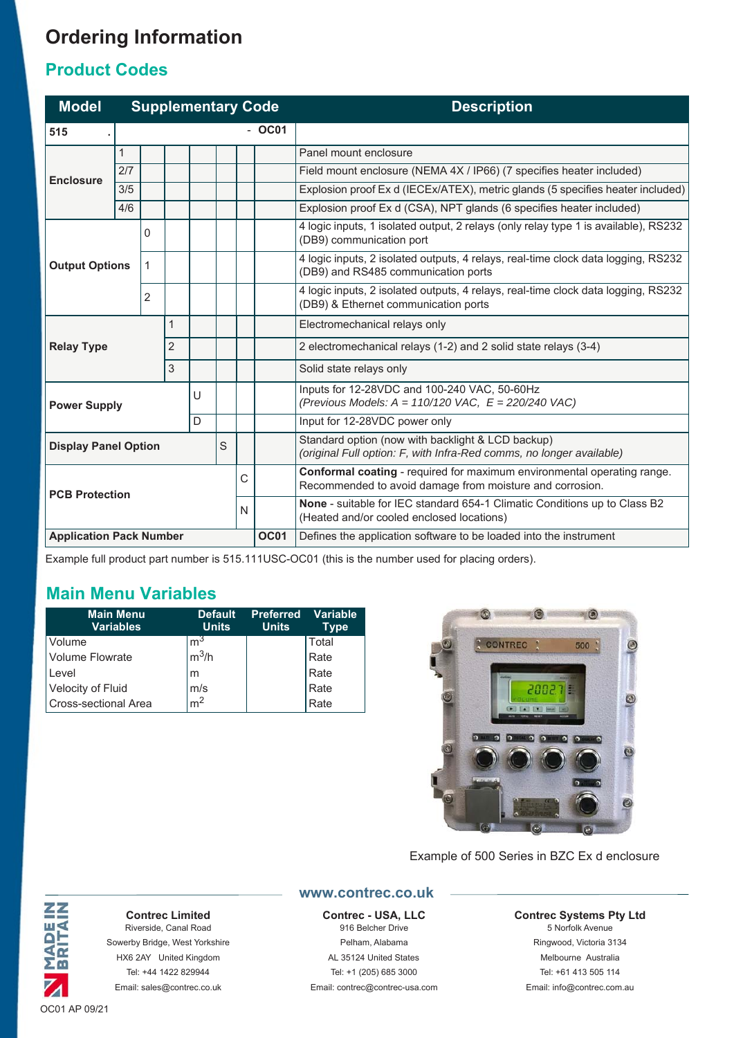# Ordering Information

## Product Codes

| Model | Supplementary Code | | | | | | | Description |
|---|---|---|---|---|---|---|---|---|
| 515 | . | | | | | | - OC01 | |
| Enclosure | 1 | | | | | | | Panel mount enclosure |
| | 2/7 | | | | | | | Field mount enclosure (NEMA 4X / IP66) (7 specifies heater included) |
| | 3/5 | | | | | | | Explosion proof Ex d (IECEx/ATEX), metric glands (5 specifies heater included) |
| | 4/6 | | | | | | | Explosion proof Ex d (CSA), NPT glands (6 specifies heater included) |
| Output Options | | 0 | | | | | | 4 logic inputs, 1 isolated output, 2 relays (only relay type 1 is available), RS232 (DB9) communication port |
| | | 1 | | | | | | 4 logic inputs, 2 isolated outputs, 4 relays, real-time clock data logging, RS232 (DB9) and RS485 communication ports |
| | | 2 | | | | | | 4 logic inputs, 2 isolated outputs, 4 relays, real-time clock data logging, RS232 (DB9) & Ethernet communication ports |
| Relay Type | | | 1 | | | | | Electromechanical relays only |
| | | | 2 | | | | | 2 electromechanical relays (1-2) and 2 solid state relays (3-4) |
| | | | 3 | | | | | Solid state relays only |
| Power Supply | | | | U | | | | Inputs for 12-28VDC and 100-240 VAC, 50-60Hz *(Previous Models: A = 110/120 VAC, E = 220/240 VAC)* |
| | | | | D | | | | Input for 12-28VDC power only |
| Display Panel Option | | | | | S | | | Standard option (now with backlight & LCD backup) *(original Full option: F, with Infra-Red comms, no longer available)* |
| PCB Protection | | | | | | C | | **Conformal coating** - required for maximum environmental operating range. Recommended to avoid damage from moisture and corrosion. |
| | | | | | | N | | **None** - suitable for IEC standard 654-1 Climatic Conditions up to Class B2 (Heated and/or cooled enclosed locations) |
| Application Pack Number | | | | | | | OC01 | Defines the application software to be loaded into the instrument |

Example full product part number is 515.111USC-OC01 (this is the number used for placing orders).

## Main Menu Variables

| Main Menu Variables | Default Units | Preferred Units | Variable Type |
|---|---|---|---|
| Volume | $m^3$ | | Total |
| Volume Flowrate | $m^3/h$ | | Rate |
| Level | m | | Rate |
| Velocity of Fluid | m/s | | Rate |
| Cross-sectional Area | $m^2$ | | Rate |

Example of 500 Series in BZC Ex d enclosure

www.contrec.co.uk

**Contrec Limited**
Riverside, Canal Road
Sowerby Bridge, West Yorkshire
HX6 2AY United Kingdom
Tel: +44 1422 829944
Email: sales@contrec.co.uk

**Contrec - USA, LLC**
916 Belcher Drive
Pelham, Alabama
AL 35124 United States
Tel: +1 (205) 685 3000
Email: contrec@contrec-usa.com

**Contrec Systems Pty Ltd**
5 Norfolk Avenue
Ringwood, Victoria 3134
Melbourne Australia
Tel: +61 413 505 114
Email: info@contrec.com.au

MADE IN BRITAIN

OC01 AP 09/21